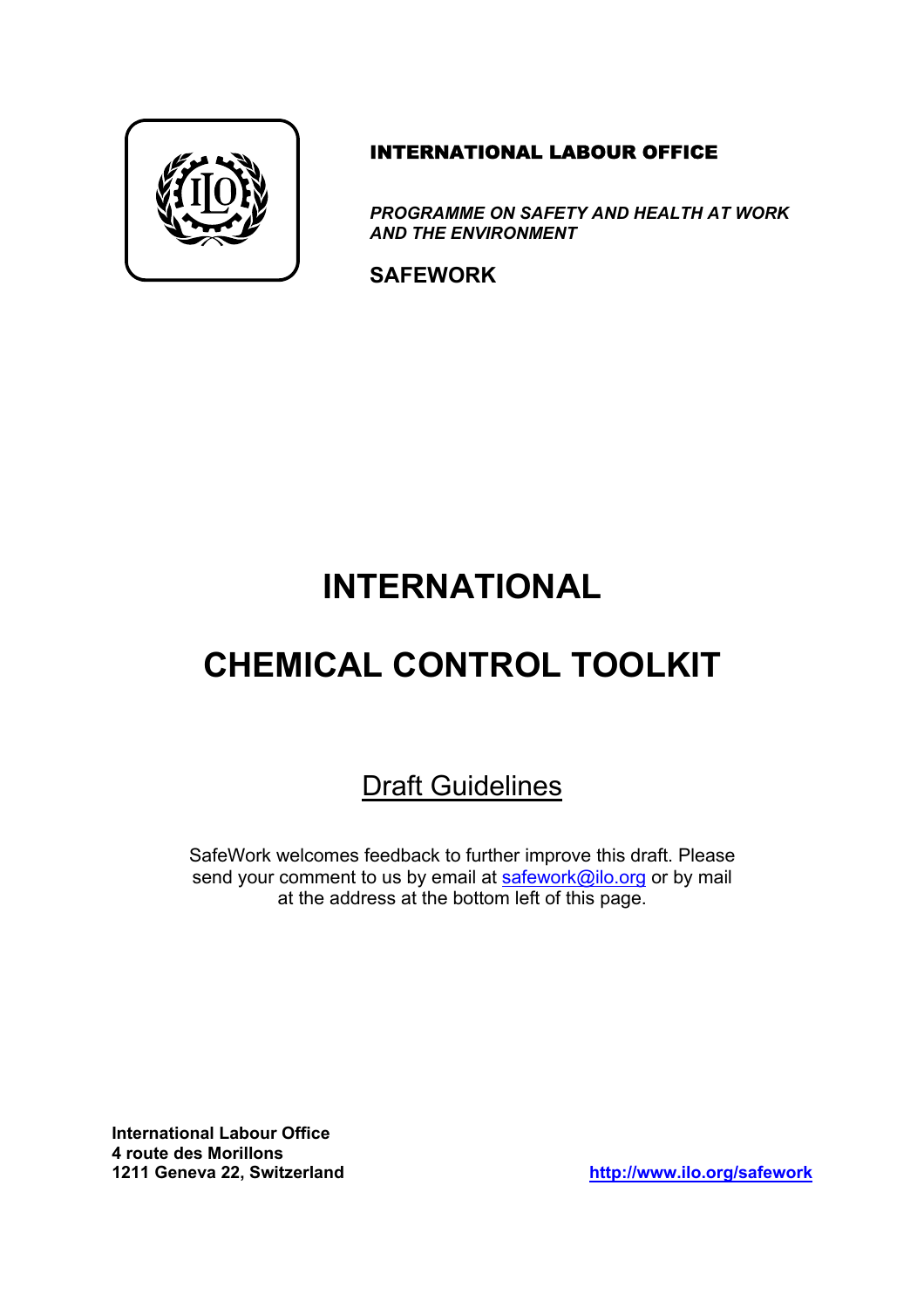**INTERNATIONAL LABOUR OFFICE**

***PROGRAMME ON SAFETY AND HEALTH AT WORK AND THE ENVIRONMENT***

**SAFEWORK**

# INTERNATIONAL

# CHEMICAL CONTROL TOOLKIT

## Draft Guidelines

SafeWork welcomes feedback to further improve this draft. Please send your comment to us by email at safework@ilo.org or by mail at the address at the bottom left of this page.

**International Labour Office**
**4 route des Morillons**
**1211 Geneva 22, Switzerland**

**http://www.ilo.org/safework**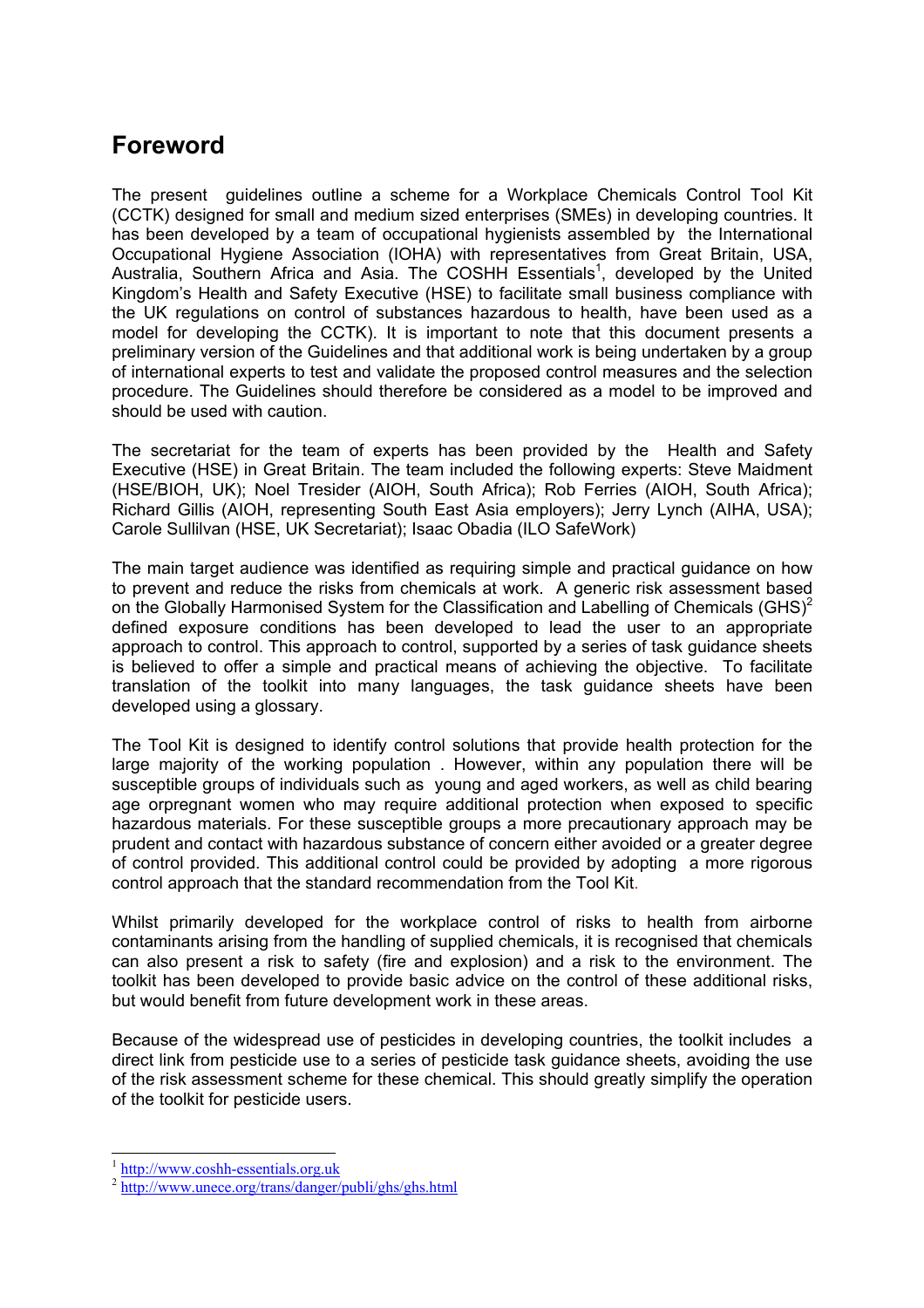# Foreword

The present guidelines outline a scheme for a Workplace Chemicals Control Tool Kit (CCTK) designed for small and medium sized enterprises (SMEs) in developing countries. It has been developed by a team of occupational hygienists assembled by the International Occupational Hygiene Association (IOHA) with representatives from Great Britain, USA, Australia, Southern Africa and Asia. The COSHH Essentials[1], developed by the United Kingdom's Health and Safety Executive (HSE) to facilitate small business compliance with the UK regulations on control of substances hazardous to health, have been used as a model for developing the CCTK). It is important to note that this document presents a preliminary version of the Guidelines and that additional work is being undertaken by a group of international experts to test and validate the proposed control measures and the selection procedure. The Guidelines should therefore be considered as a model to be improved and should be used with caution.

The secretariat for the team of experts has been provided by the Health and Safety Executive (HSE) in Great Britain. The team included the following experts: Steve Maidment (HSE/BIOH, UK); Noel Tresider (AIOH, South Africa); Rob Ferries (AIOH, South Africa); Richard Gillis (AIOH, representing South East Asia employers); Jerry Lynch (AIHA, USA); Carole Sullilvan (HSE, UK Secretariat); Isaac Obadia (ILO SafeWork)

The main target audience was identified as requiring simple and practical guidance on how to prevent and reduce the risks from chemicals at work. A generic risk assessment based on the Globally Harmonised System for the Classification and Labelling of Chemicals (GHS)[2] defined exposure conditions has been developed to lead the user to an appropriate approach to control. This approach to control, supported by a series of task guidance sheets is believed to offer a simple and practical means of achieving the objective. To facilitate translation of the toolkit into many languages, the task guidance sheets have been developed using a glossary.

The Tool Kit is designed to identify control solutions that provide health protection for the large majority of the working population . However, within any population there will be susceptible groups of individuals such as young and aged workers, as well as child bearing age orpregnant women who may require additional protection when exposed to specific hazardous materials. For these susceptible groups a more precautionary approach may be prudent and contact with hazardous substance of concern either avoided or a greater degree of control provided. This additional control could be provided by adopting a more rigorous control approach that the standard recommendation from the Tool Kit.

Whilst primarily developed for the workplace control of risks to health from airborne contaminants arising from the handling of supplied chemicals, it is recognised that chemicals can also present a risk to safety (fire and explosion) and a risk to the environment. The toolkit has been developed to provide basic advice on the control of these additional risks, but would benefit from future development work in these areas.

Because of the widespread use of pesticides in developing countries, the toolkit includes a direct link from pesticide use to a series of pesticide task guidance sheets, avoiding the use of the risk assessment scheme for these chemical. This should greatly simplify the operation of the toolkit for pesticide users.

---

[1] http://www.coshh-essentials.org.uk

[2] http://www.unece.org/trans/danger/publi/ghs/ghs.html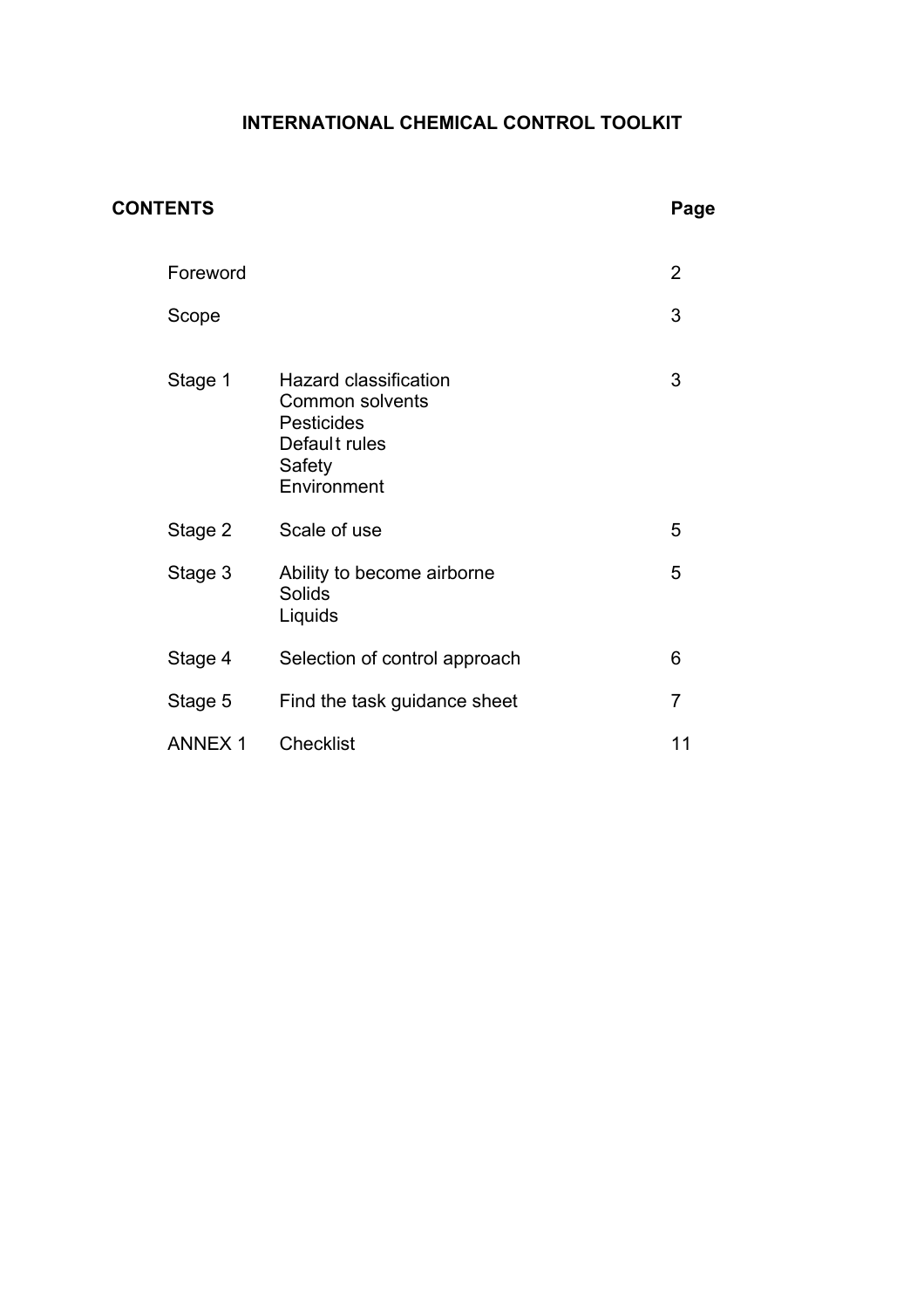# INTERNATIONAL CHEMICAL CONTROL TOOLKIT

## CONTENTS

| | | Page |
|---|---|---|
| Foreword | | 2 |
| Scope | | 3 |
| Stage 1 | Hazard classification<br>Common solvents<br>Pesticides<br>Default rules<br>Safety<br>Environment | 3 |
| Stage 2 | Scale of use | 5 |
| Stage 3 | Ability to become airborne<br>Solids<br>Liquids | 5 |
| Stage 4 | Selection of control approach | 6 |
| Stage 5 | Find the task guidance sheet | 7 |
| ANNEX 1 | Checklist | 11 |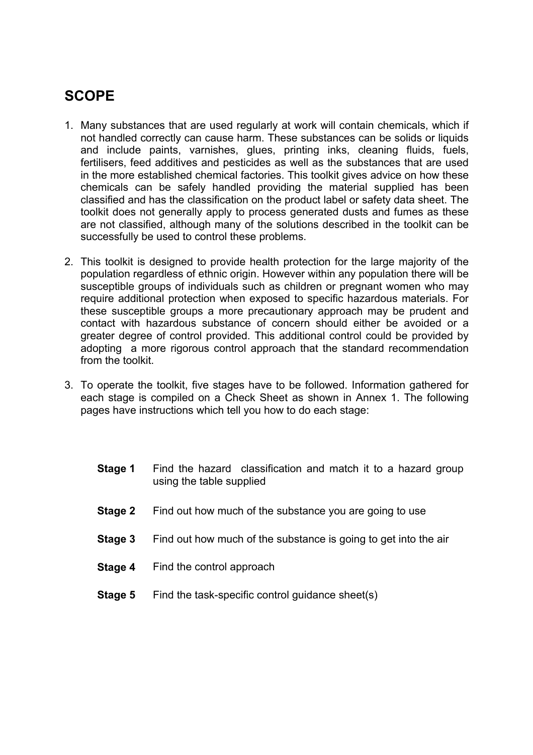## SCOPE

1. Many substances that are used regularly at work will contain chemicals, which if not handled correctly can cause harm. These substances can be solids or liquids and include paints, varnishes, glues, printing inks, cleaning fluids, fuels, fertilisers, feed additives and pesticides as well as the substances that are used in the more established chemical factories. This toolkit gives advice on how these chemicals can be safely handled providing the material supplied has been classified and has the classification on the product label or safety data sheet. The toolkit does not generally apply to process generated dusts and fumes as these are not classified, although many of the solutions described in the toolkit can be successfully be used to control these problems.

2. This toolkit is designed to provide health protection for the large majority of the population regardless of ethnic origin. However within any population there will be susceptible groups of individuals such as children or pregnant women who may require additional protection when exposed to specific hazardous materials. For these susceptible groups a more precautionary approach may be prudent and contact with hazardous substance of concern should either be avoided or a greater degree of control provided. This additional control could be provided by adopting a more rigorous control approach that the standard recommendation from the toolkit.

3. To operate the toolkit, five stages have to be followed. Information gathered for each stage is compiled on a Check Sheet as shown in Annex 1. The following pages have instructions which tell you how to do each stage:

| | |
|---|---|
| **Stage 1** | Find the hazard classification and match it to a hazard group using the table supplied |
| **Stage 2** | Find out how much of the substance you are going to use |
| **Stage 3** | Find out how much of the substance is going to get into the air |
| **Stage 4** | Find the control approach |
| **Stage 5** | Find the task-specific control guidance sheet(s) |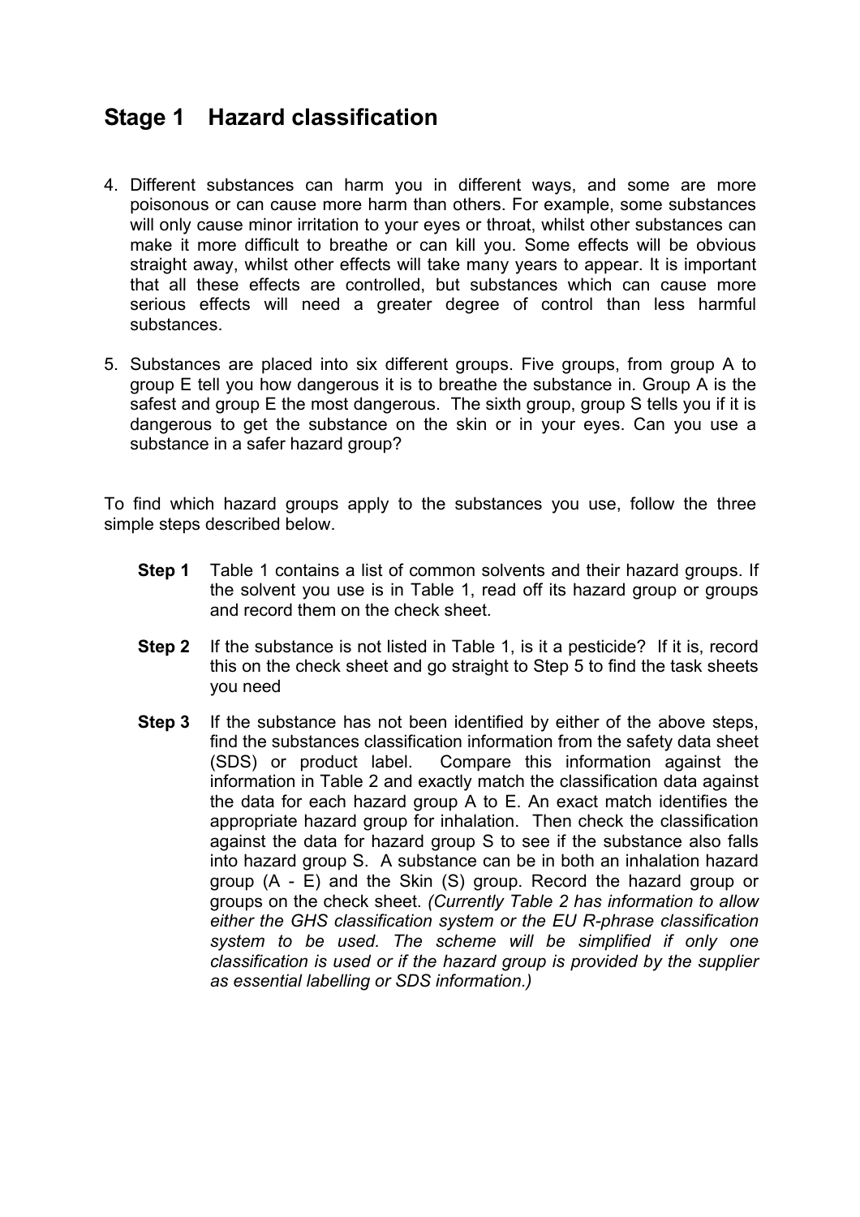## Stage 1 Hazard classification

4. Different substances can harm you in different ways, and some are more poisonous or can cause more harm than others. For example, some substances will only cause minor irritation to your eyes or throat, whilst other substances can make it more difficult to breathe or can kill you. Some effects will be obvious straight away, whilst other effects will take many years to appear. It is important that all these effects are controlled, but substances which can cause more serious effects will need a greater degree of control than less harmful substances.

5. Substances are placed into six different groups. Five groups, from group A to group E tell you how dangerous it is to breathe the substance in. Group A is the safest and group E the most dangerous. The sixth group, group S tells you if it is dangerous to get the substance on the skin or in your eyes. Can you use a substance in a safer hazard group?

To find which hazard groups apply to the substances you use, follow the three simple steps described below.

**Step 1** Table 1 contains a list of common solvents and their hazard groups. If the solvent you use is in Table 1, read off its hazard group or groups and record them on the check sheet.

**Step 2** If the substance is not listed in Table 1, is it a pesticide? If it is, record this on the check sheet and go straight to Step 5 to find the task sheets you need

**Step 3** If the substance has not been identified by either of the above steps, find the substances classification information from the safety data sheet (SDS) or product label. Compare this information against the information in Table 2 and exactly match the classification data against the data for each hazard group A to E. An exact match identifies the appropriate hazard group for inhalation. Then check the classification against the data for hazard group S to see if the substance also falls into hazard group S. A substance can be in both an inhalation hazard group (A - E) and the Skin (S) group. Record the hazard group or groups on the check sheet. *(Currently Table 2 has information to allow either the GHS classification system or the EU R-phrase classification system to be used. The scheme will be simplified if only one classification is used or if the hazard group is provided by the supplier as essential labelling or SDS information.)*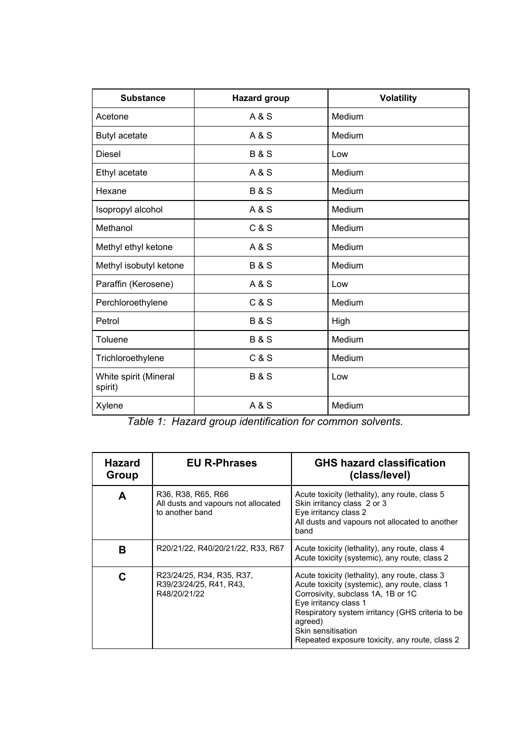| Substance | Hazard group | Volatility |
|---|---|---|
| Acetone | A & S | Medium |
| Butyl acetate | A & S | Medium |
| Diesel | B & S | Low |
| Ethyl acetate | A & S | Medium |
| Hexane | B & S | Medium |
| Isopropyl alcohol | A & S | Medium |
| Methanol | C & S | Medium |
| Methyl ethyl ketone | A & S | Medium |
| Methyl isobutyl ketone | B & S | Medium |
| Paraffin (Kerosene) | A & S | Low |
| Perchloroethylene | C & S | Medium |
| Petrol | B & S | High |
| Toluene | B & S | Medium |
| Trichloroethylene | C & S | Medium |
| White spirit (Mineral spirit) | B & S | Low |
| Xylene | A & S | Medium |

*Table 1: Hazard group identification for common solvents.*

| Hazard Group | EU R-Phrases | GHS hazard classification (class/level) |
|---|---|---|
| **A** | R36, R38, R65, R66<br>All dusts and vapours not allocated to another band | Acute toxicity (lethality), any route, class 5<br>Skin irritancy class 2 or 3<br>Eye irritancy class 2<br>All dusts and vapours not allocated to another band |
| **B** | R20/21/22, R40/20/21/22, R33, R67 | Acute toxicity (lethality), any route, class 4<br>Acute toxicity (systemic), any route, class 2 |
| **C** | R23/24/25, R34, R35, R37, R39/23/24/25, R41, R43, R48/20/21/22 | Acute toxicity (lethality), any route, class 3<br>Acute toxicity (systemic), any route, class 1<br>Corrosivity, subclass 1A, 1B or 1C<br>Eye irritancy class 1<br>Respiratory system irritancy (GHS criteria to be agreed)<br>Skin sensitisation<br>Repeated exposure toxicity, any route, class 2 |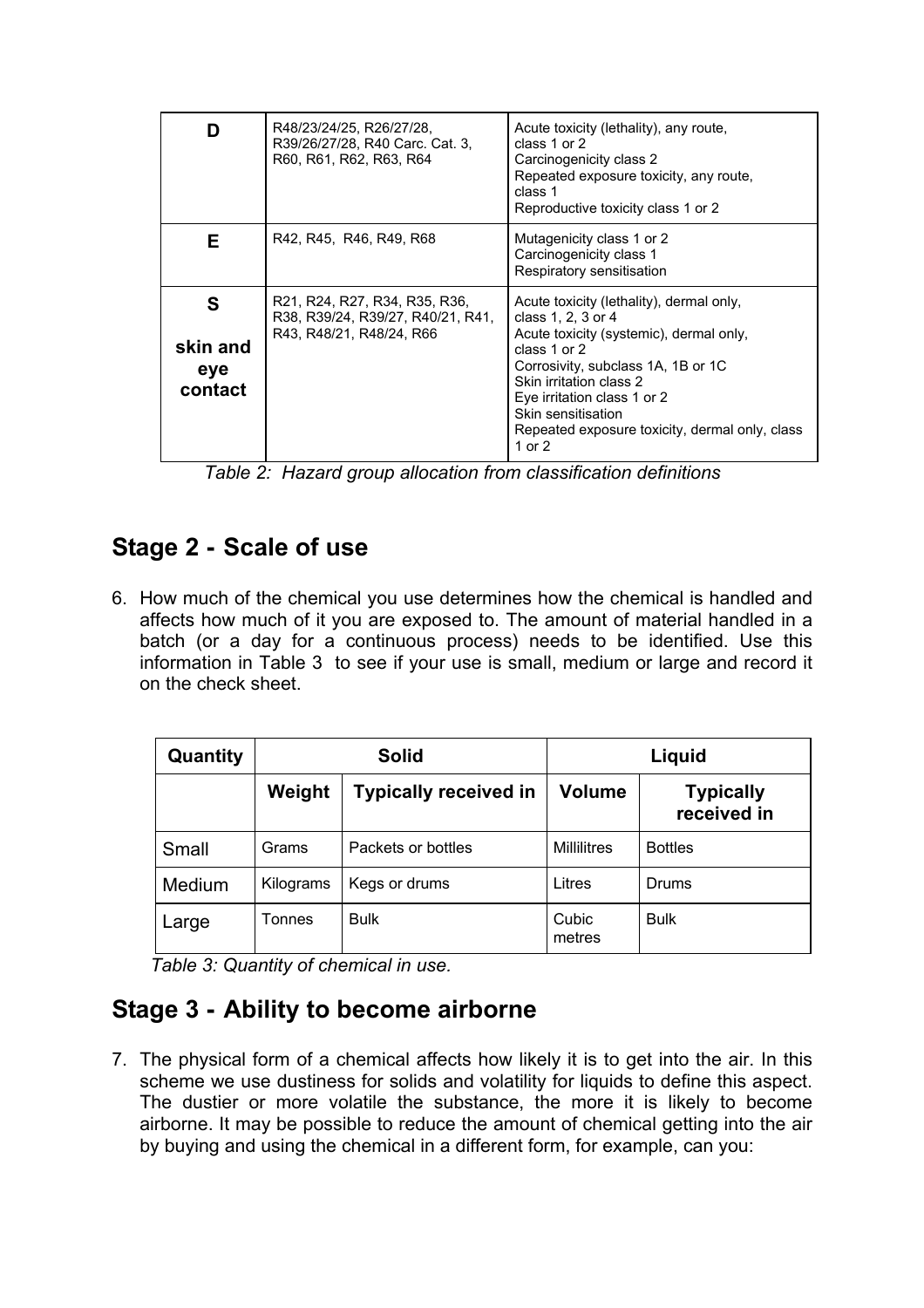| D | R48/23/24/25, R26/27/28, R39/26/27/28, R40 Carc. Cat. 3, R60, R61, R62, R63, R64 | Acute toxicity (lethality), any route, class 1 or 2<br>Carcinogenicity class 2<br>Repeated exposure toxicity, any route, class 1<br>Reproductive toxicity class 1 or 2 |
|---|---|---|
| **E** | R42, R45, R46, R49, R68 | Mutagenicity class 1 or 2<br>Carcinogenicity class 1<br>Respiratory sensitisation |
| **S**<br>**skin and eye contact** | R21, R24, R27, R34, R35, R36, R38, R39/24, R39/27, R40/21, R41, R43, R48/21, R48/24, R66 | Acute toxicity (lethality), dermal only, class 1, 2, 3 or 4<br>Acute toxicity (systemic), dermal only, class 1 or 2<br>Corrosivity, subclass 1A, 1B or 1C<br>Skin irritation class 2<br>Eye irritation class 1 or 2<br>Skin sensitisation<br>Repeated exposure toxicity, dermal only, class 1 or 2 |

*Table 2: Hazard group allocation from classification definitions*

## Stage 2 - Scale of use

6. How much of the chemical you use determines how the chemical is handled and affects how much of it you are exposed to. The amount of material handled in a batch (or a day for a continuous process) needs to be identified. Use this information in Table 3 to see if your use is small, medium or large and record it on the check sheet.

| Quantity | Solid | | Liquid | |
|---|---|---|---|---|
| | **Weight** | **Typically received in** | **Volume** | **Typically received in** |
| Small | Grams | Packets or bottles | Millilitres | Bottles |
| Medium | Kilograms | Kegs or drums | Litres | Drums |
| Large | Tonnes | Bulk | Cubic metres | Bulk |

*Table 3: Quantity of chemical in use.*

## Stage 3 - Ability to become airborne

7. The physical form of a chemical affects how likely it is to get into the air. In this scheme we use dustiness for solids and volatility for liquids to define this aspect. The dustier or more volatile the substance, the more it is likely to become airborne. It may be possible to reduce the amount of chemical getting into the air by buying and using the chemical in a different form, for example, can you: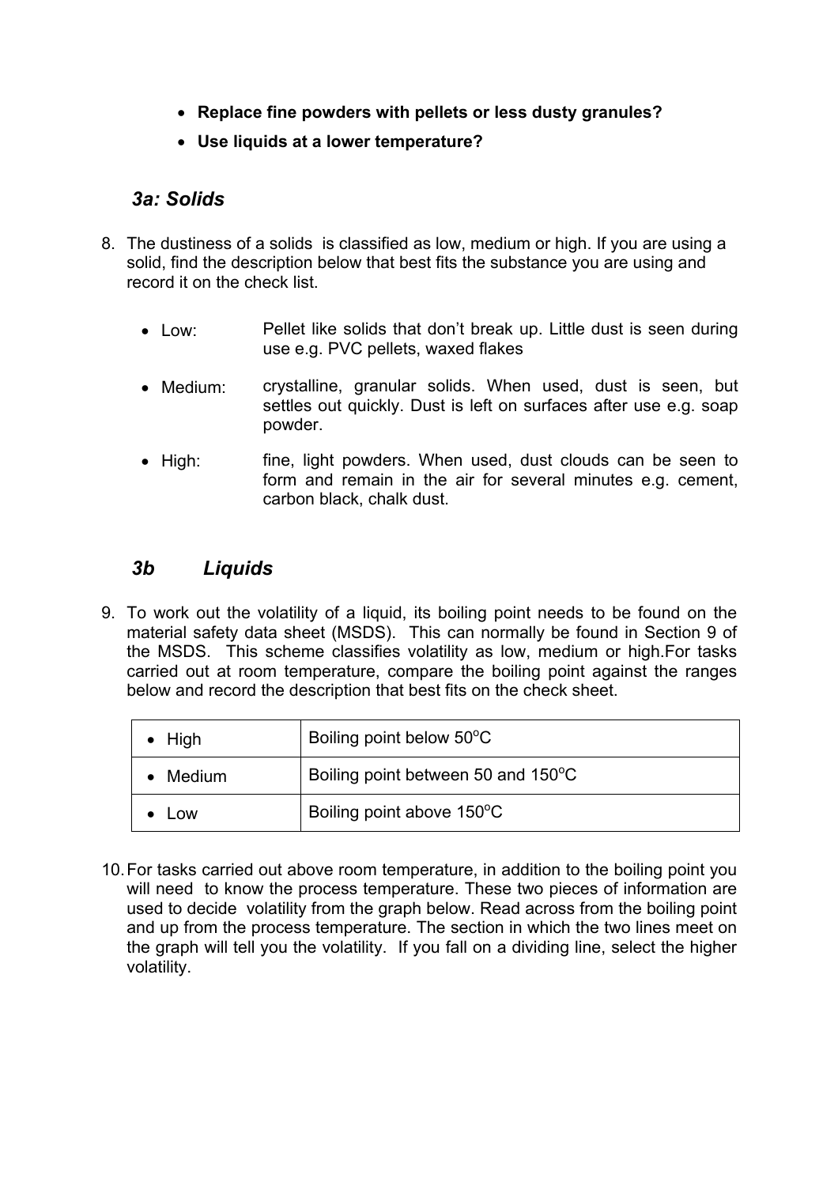- **Replace fine powders with pellets or less dusty granules?**
- **Use liquids at a lower temperature?**

### *3a: Solids*

8. The dustiness of a solids is classified as low, medium or high. If you are using a solid, find the description below that best fits the substance you are using and record it on the check list.

   - Low: Pellet like solids that don't break up. Little dust is seen during use e.g. PVC pellets, waxed flakes
   - Medium: crystalline, granular solids. When used, dust is seen, but settles out quickly. Dust is left on surfaces after use e.g. soap powder.
   - High: fine, light powders. When used, dust clouds can be seen to form and remain in the air for several minutes e.g. cement, carbon black, chalk dust.

### *3b Liquids*

9. To work out the volatility of a liquid, its boiling point needs to be found on the material safety data sheet (MSDS). This can normally be found in Section 9 of the MSDS. This scheme classifies volatility as low, medium or high.For tasks carried out at room temperature, compare the boiling point against the ranges below and record the description that best fits on the check sheet.

| Volatility | Boiling point |
|---|---|
| • High | Boiling point below 50°C |
| • Medium | Boiling point between 50 and 150°C |
| • Low | Boiling point above 150°C |

10. For tasks carried out above room temperature, in addition to the boiling point you will need to know the process temperature. These two pieces of information are used to decide volatility from the graph below. Read across from the boiling point and up from the process temperature. The section in which the two lines meet on the graph will tell you the volatility. If you fall on a dividing line, select the higher volatility.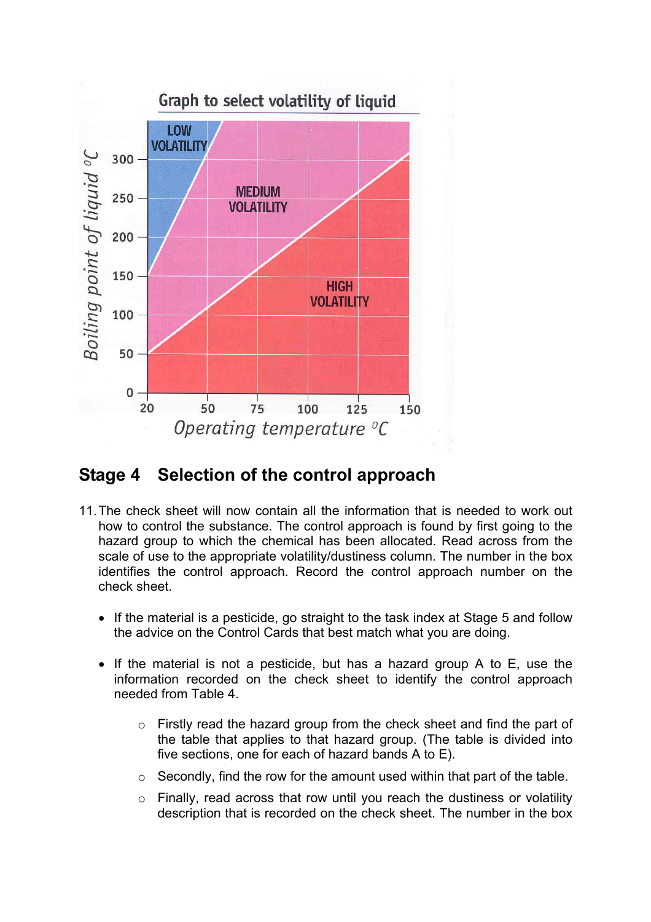Graph to select volatility of liquid

LOW VOLATILITY

MEDIUM VOLATILITY

HIGH VOLATILITY

Boiling point of liquid °C

Operating temperature °C

## Stage 4 Selection of the control approach

11. The check sheet will now contain all the information that is needed to work out how to control the substance. The control approach is found by first going to the hazard group to which the chemical has been allocated. Read across from the scale of use to the appropriate volatility/dustiness column. The number in the box identifies the control approach. Record the control approach number on the check sheet.

- If the material is a pesticide, go straight to the task index at Stage 5 and follow the advice on the Control Cards that best match what you are doing.

- If the material is not a pesticide, but has a hazard group A to E, use the information recorded on the check sheet to identify the control approach needed from Table 4.

    - Firstly read the hazard group from the check sheet and find the part of the table that applies to that hazard group. (The table is divided into five sections, one for each of hazard bands A to E).

    - Secondly, find the row for the amount used within that part of the table.

    - Finally, read across that row until you reach the dustiness or volatility description that is recorded on the check sheet. The number in the box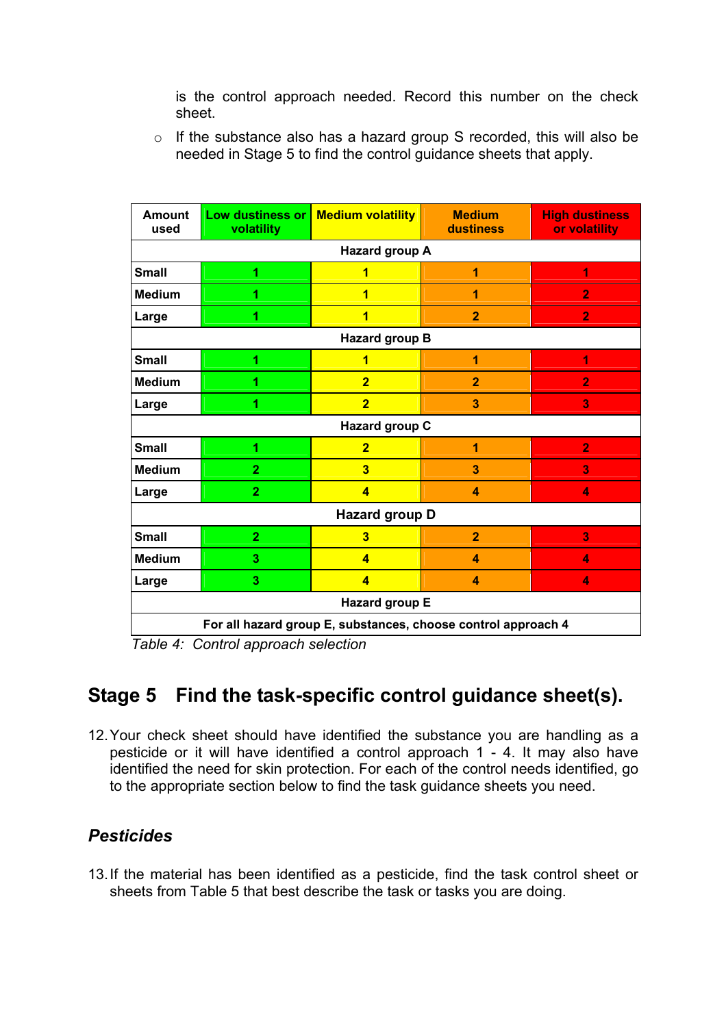is the control approach needed. Record this number on the check sheet.

- If the substance also has a hazard group S recorded, this will also be needed in Stage 5 to find the control guidance sheets that apply.

| Amount used | Low dustiness or volatility | Medium volatility | Medium dustiness | High dustiness or volatility |
|---|---|---|---|---|
| **Hazard group A** | | | | |
| Small | 1 | 1 | 1 | 1 |
| Medium | 1 | 1 | 1 | 2 |
| Large | 1 | 1 | 2 | 2 |
| **Hazard group B** | | | | |
| Small | 1 | 1 | 1 | 1 |
| Medium | 1 | 2 | 2 | 2 |
| Large | 1 | 2 | 3 | 3 |
| **Hazard group C** | | | | |
| Small | 1 | 2 | 1 | 2 |
| Medium | 2 | 3 | 3 | 3 |
| Large | 2 | 4 | 4 | 4 |
| **Hazard group D** | | | | |
| Small | 2 | 3 | 2 | 3 |
| Medium | 3 | 4 | 4 | 4 |
| Large | 3 | 4 | 4 | 4 |
| **Hazard group E** | | | | |
| For all hazard group E, substances, choose control approach 4 | | | | |

*Table 4: Control approach selection*

## Stage 5 Find the task-specific control guidance sheet(s).

12. Your check sheet should have identified the substance you are handling as a pesticide or it will have identified a control approach 1 - 4. It may also have identified the need for skin protection. For each of the control needs identified, go to the appropriate section below to find the task guidance sheets you need.

### *Pesticides*

13. If the material has been identified as a pesticide, find the task control sheet or sheets from Table 5 that best describe the task or tasks you are doing.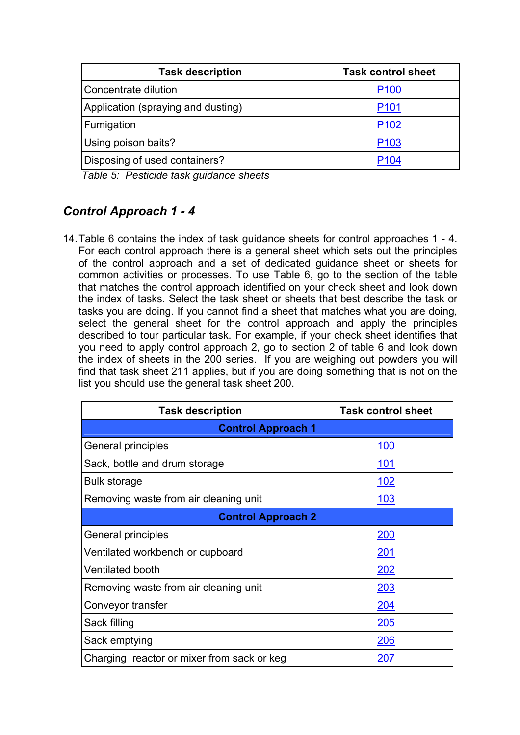| Task description | Task control sheet |
| --- | --- |
| Concentrate dilution | P100 |
| Application (spraying and dusting) | P101 |
| Fumigation | P102 |
| Using poison baits? | P103 |
| Disposing of used containers? | P104 |

*Table 5: Pesticide task guidance sheets*

## *Control Approach 1 - 4*

14. Table 6 contains the index of task guidance sheets for control approaches 1 - 4. For each control approach there is a general sheet which sets out the principles of the control approach and a set of dedicated guidance sheet or sheets for common activities or processes. To use Table 6, go to the section of the table that matches the control approach identified on your check sheet and look down the index of tasks. Select the task sheet or sheets that best describe the task or tasks you are doing. If you cannot find a sheet that matches what you are doing, select the general sheet for the control approach and apply the principles described to tour particular task. For example, if your check sheet identifies that you need to apply control approach 2, go to section 2 of table 6 and look down the index of sheets in the 200 series. If you are weighing out powders you will find that task sheet 211 applies, but if you are doing something that is not on the list you should use the general task sheet 200.

| Task description | Task control sheet |
| --- | --- |
| **Control Approach 1** | |
| General principles | 100 |
| Sack, bottle and drum storage | 101 |
| Bulk storage | 102 |
| Removing waste from air cleaning unit | 103 |
| **Control Approach 2** | |
| General principles | 200 |
| Ventilated workbench or cupboard | 201 |
| Ventilated booth | 202 |
| Removing waste from air cleaning unit | 203 |
| Conveyor transfer | 204 |
| Sack filling | 205 |
| Sack emptying | 206 |
| Charging reactor or mixer from sack or keg | 207 |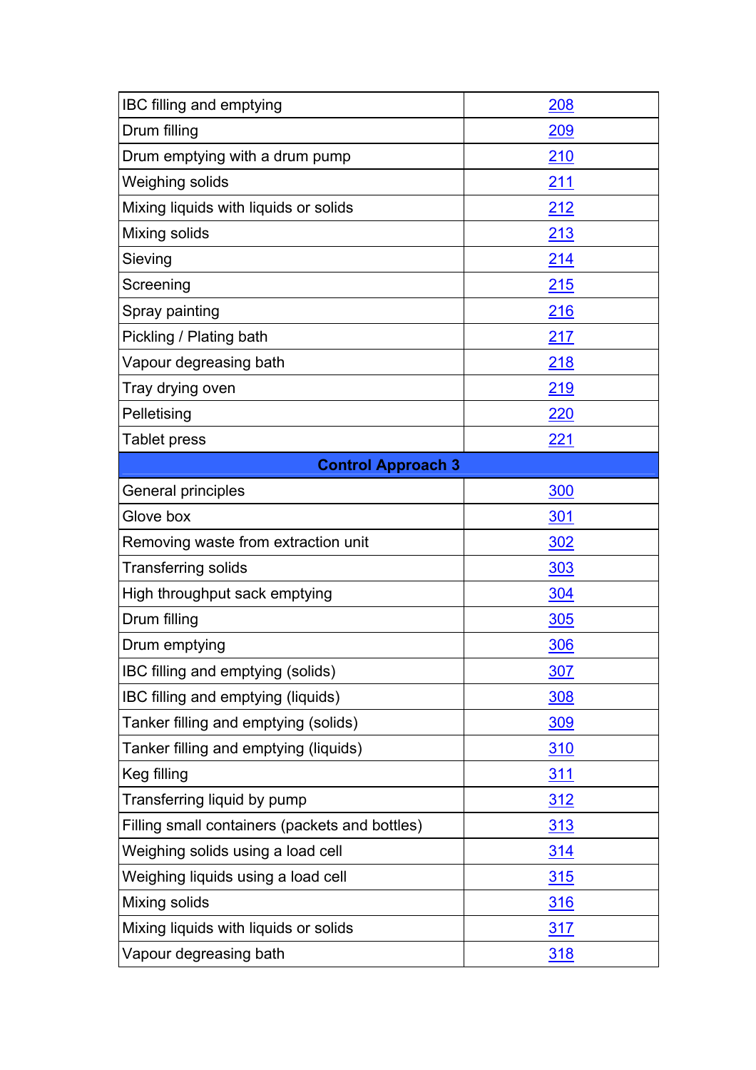| | |
|---|---|
| IBC filling and emptying | 208 |
| Drum filling | 209 |
| Drum emptying with a drum pump | 210 |
| Weighing solids | 211 |
| Mixing liquids with liquids or solids | 212 |
| Mixing solids | 213 |
| Sieving | 214 |
| Screening | 215 |
| Spray painting | 216 |
| Pickling / Plating bath | 217 |
| Vapour degreasing bath | 218 |
| Tray drying oven | 219 |
| Pelletising | 220 |
| Tablet press | 221 |
| **Control Approach 3** | |
| General principles | 300 |
| Glove box | 301 |
| Removing waste from extraction unit | 302 |
| Transferring solids | 303 |
| High throughput sack emptying | 304 |
| Drum filling | 305 |
| Drum emptying | 306 |
| IBC filling and emptying (solids) | 307 |
| IBC filling and emptying (liquids) | 308 |
| Tanker filling and emptying (solids) | 309 |
| Tanker filling and emptying (liquids) | 310 |
| Keg filling | 311 |
| Transferring liquid by pump | 312 |
| Filling small containers (packets and bottles) | 313 |
| Weighing solids using a load cell | 314 |
| Weighing liquids using a load cell | 315 |
| Mixing solids | 316 |
| Mixing liquids with liquids or solids | 317 |
| Vapour degreasing bath | 318 |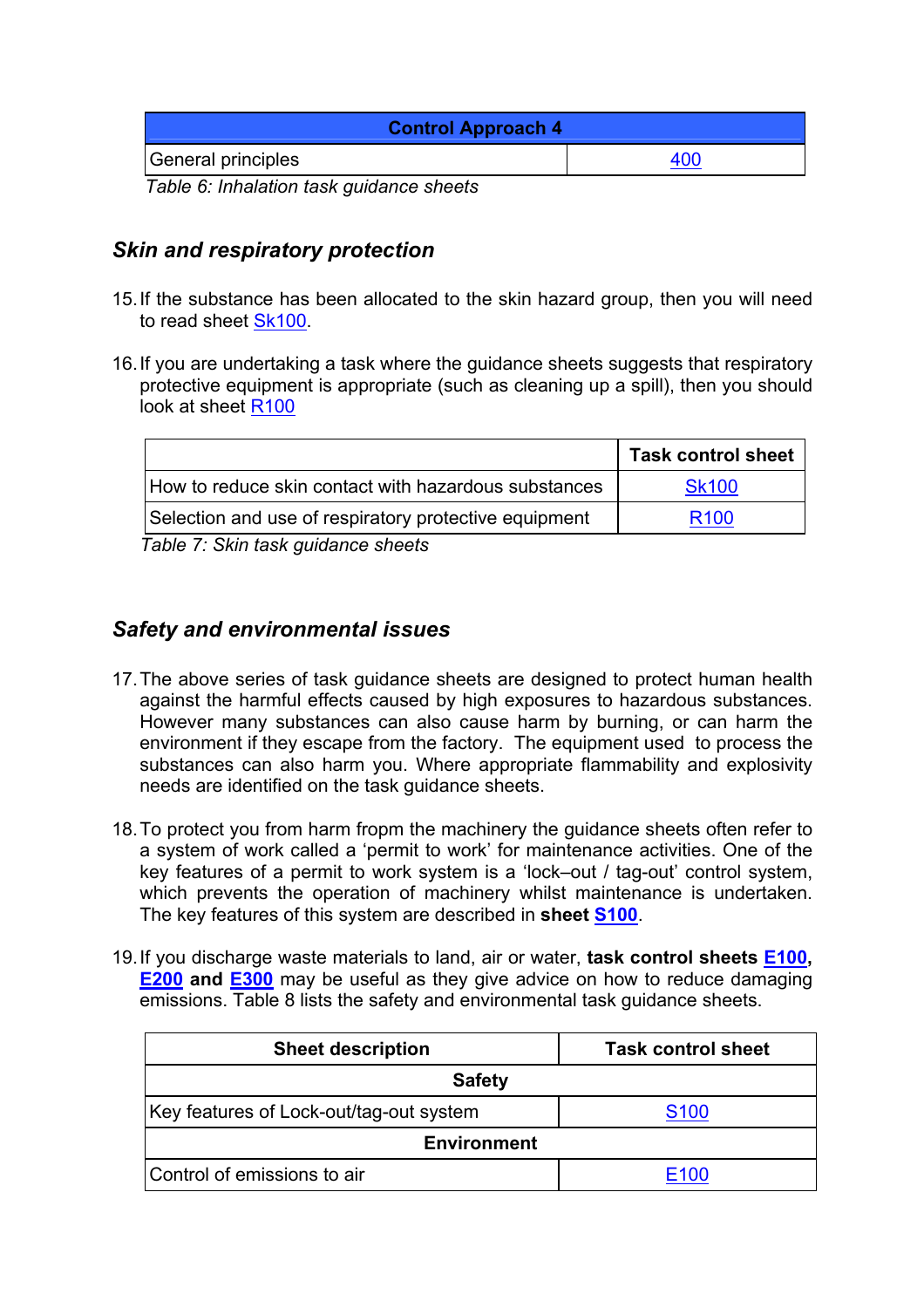| Control Approach 4 | |
|---|---|
| General principles | 400 |

*Table 6: Inhalation task guidance sheets*

## *Skin and respiratory protection*

15. If the substance has been allocated to the skin hazard group, then you will need to read sheet Sk100.

16. If you are undertaking a task where the guidance sheets suggests that respiratory protective equipment is appropriate (such as cleaning up a spill), then you should look at sheet R100

| | Task control sheet |
|---|---|
| How to reduce skin contact with hazardous substances | Sk100 |
| Selection and use of respiratory protective equipment | R100 |

*Table 7: Skin task guidance sheets*

## *Safety and environmental issues*

17. The above series of task guidance sheets are designed to protect human health against the harmful effects caused by high exposures to hazardous substances. However many substances can also cause harm by burning, or can harm the environment if they escape from the factory. The equipment used to process the substances can also harm you. Where appropriate flammability and explosivity needs are identified on the task guidance sheets.

18. To protect you from harm fropm the machinery the guidance sheets often refer to a system of work called a 'permit to work' for maintenance activities. One of the key features of a permit to work system is a 'lock–out / tag-out' control system, which prevents the operation of machinery whilst maintenance is undertaken. The key features of this system are described in **sheet S100**.

19. If you discharge waste materials to land, air or water, **task control sheets E100, E200 and E300** may be useful as they give advice on how to reduce damaging emissions. Table 8 lists the safety and environmental task guidance sheets.

| Sheet description | Task control sheet |
|---|---|
| **Safety** | |
| Key features of Lock-out/tag-out system | S100 |
| **Environment** | |
| Control of emissions to air | E100 |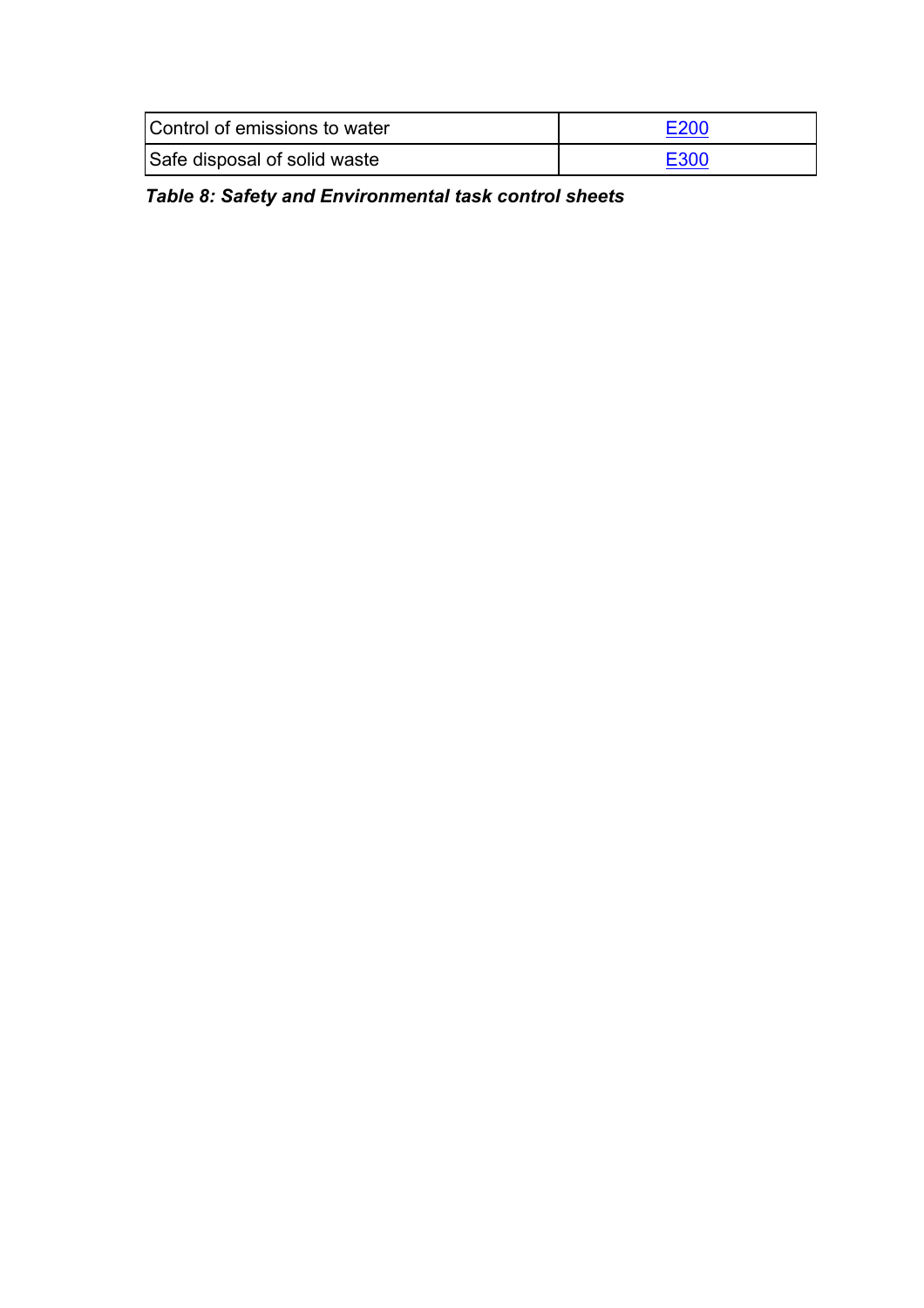| Control of emissions to water | E200 |
| --- | --- |
| Safe disposal of solid waste | E300 |

***Table 8: Safety and Environmental task control sheets***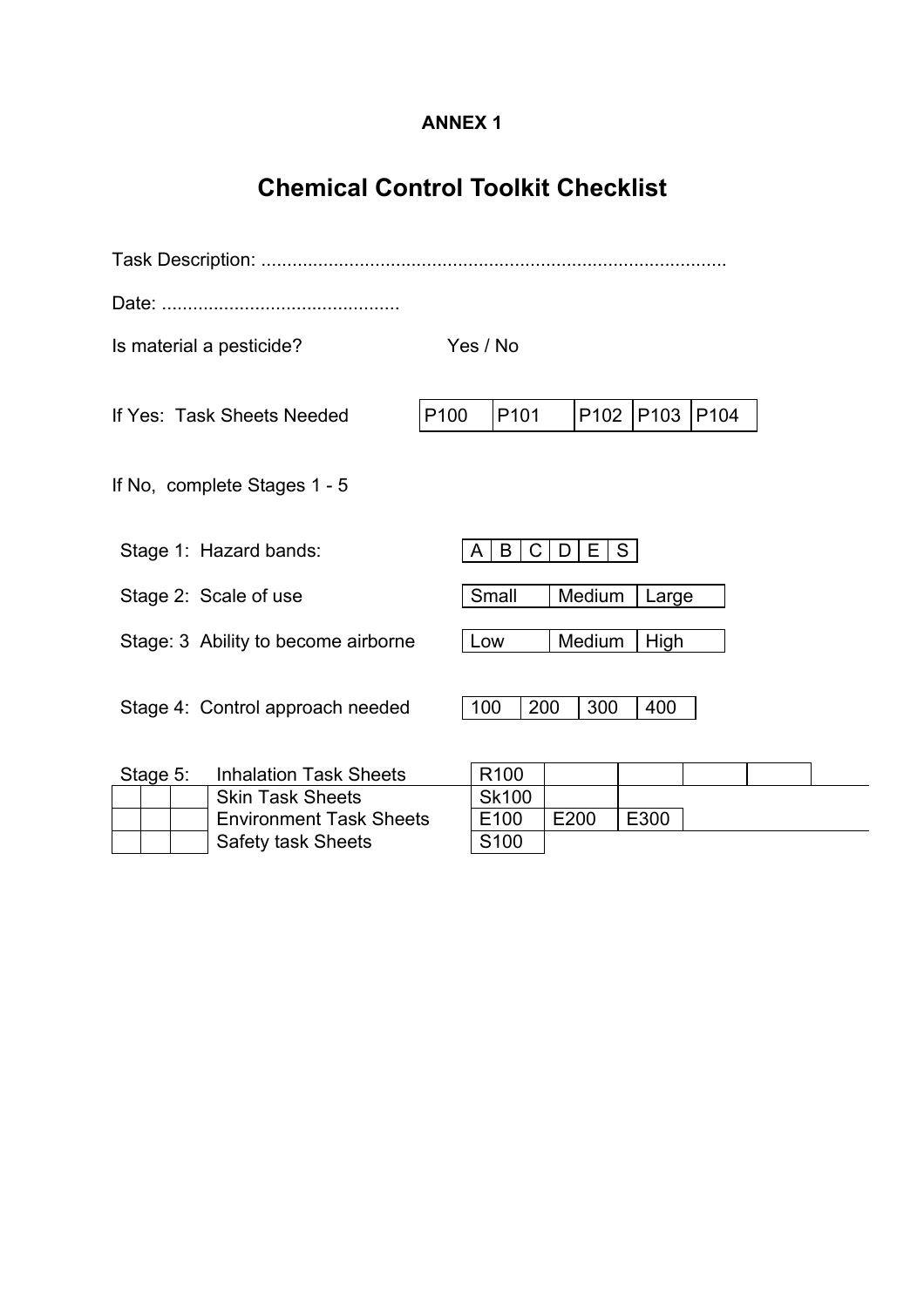**ANNEX 1**

# Chemical Control Toolkit Checklist

Task Description: .........................................................................................

Date: .............................................

Is material a pesticide? Yes / No

If Yes: Task Sheets Needed

| | | | | |
|---|---|---|---|---|
| P100 | P101 | P102 | P103 | P104 |

If No, complete Stages 1 - 5

Stage 1: Hazard bands:

| | | | | | |
|---|---|---|---|---|---|
| A | B | C | D | E | S |

Stage 2: Scale of use

| | | |
|---|---|---|
| Small | Medium | Large |

Stage: 3 Ability to become airborne

| | | |
|---|---|---|
| Low | Medium | High |

Stage 4: Control approach needed

| | | | |
|---|---|---|---|
| 100 | 200 | 300 | 400 |

Stage 5:

| | | | | | | | | | |
|---|---|---|---|---|---|---|---|---|---|
| | | | Inhalation Task Sheets | R100 | | | | | |
| | | | Skin Task Sheets | Sk100 | | | | | |
| | | | Environment Task Sheets | E100 | E200 | E300 | | | |
| | | | Safety task Sheets | S100 | | | | | |